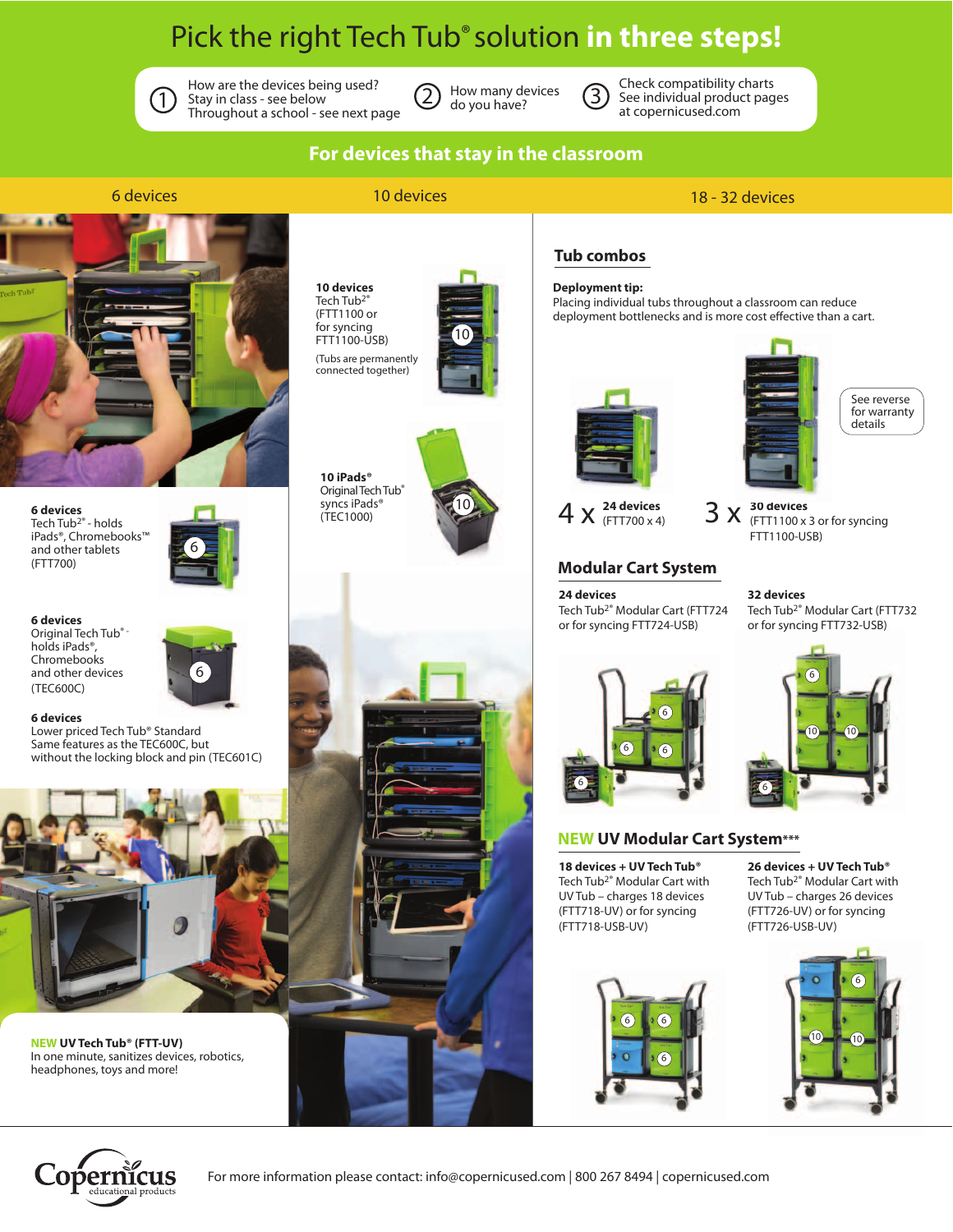# Pick the right Tech Tub® solution **in three steps!**

1. How are the devices being used?
   Stay in class - see below
   Throughout a school - see next page
2. How many devices do you have?
3. Check compatibility charts
   See individual product pages at copernicused.com

## For devices that stay in the classroom

### 6 devices

**6 devices**
Tech Tub2® - holds iPads®, Chromebooks™ and other tablets (FTT700)

**6 devices**
Original Tech Tub® - holds iPads®, Chromebooks and other devices (TEC600C)

**6 devices**
Lower priced Tech Tub® Standard
Same features as the TEC600C, but without the locking block and pin (TEC601C)

**NEW UV Tech Tub® (FTT-UV)**
In one minute, sanitizes devices, robotics, headphones, toys and more!

### 10 devices

**10 devices**
Tech Tub2® (FTT1100 or for syncing FTT1100-USB)
(Tubs are permanently connected together)

**10 iPads®**
Original Tech Tub® syncs iPads® (TEC1000)

### 18 - 32 devices

#### Tub combos

**Deployment tip:**
Placing individual tubs throughout a classroom can reduce deployment bottlenecks and is more cost effective than a cart.

4 x **24 devices** (FTT700 x 4)

3 x **30 devices** (FTT1100 x 3 or for syncing FTT1100-USB)

See reverse for warranty details

#### Modular Cart System

**24 devices**
Tech Tub2® Modular Cart (FTT724 or for syncing FTT724-USB)

**32 devices**
Tech Tub2® Modular Cart (FTT732 or for syncing FTT732-USB)

#### NEW UV Modular Cart System***

**18 devices + UV Tech Tub®**
Tech Tub2® Modular Cart with UV Tub – charges 18 devices (FTT718-UV) or for syncing (FTT718-USB-UV)

**26 devices + UV Tech Tub®**
Tech Tub2® Modular Cart with UV Tub – charges 26 devices (FTT726-UV) or for syncing (FTT726-USB-UV)

Copernicus educational products

For more information please contact: info@copernicused.com | 800 267 8494 | copernicused.com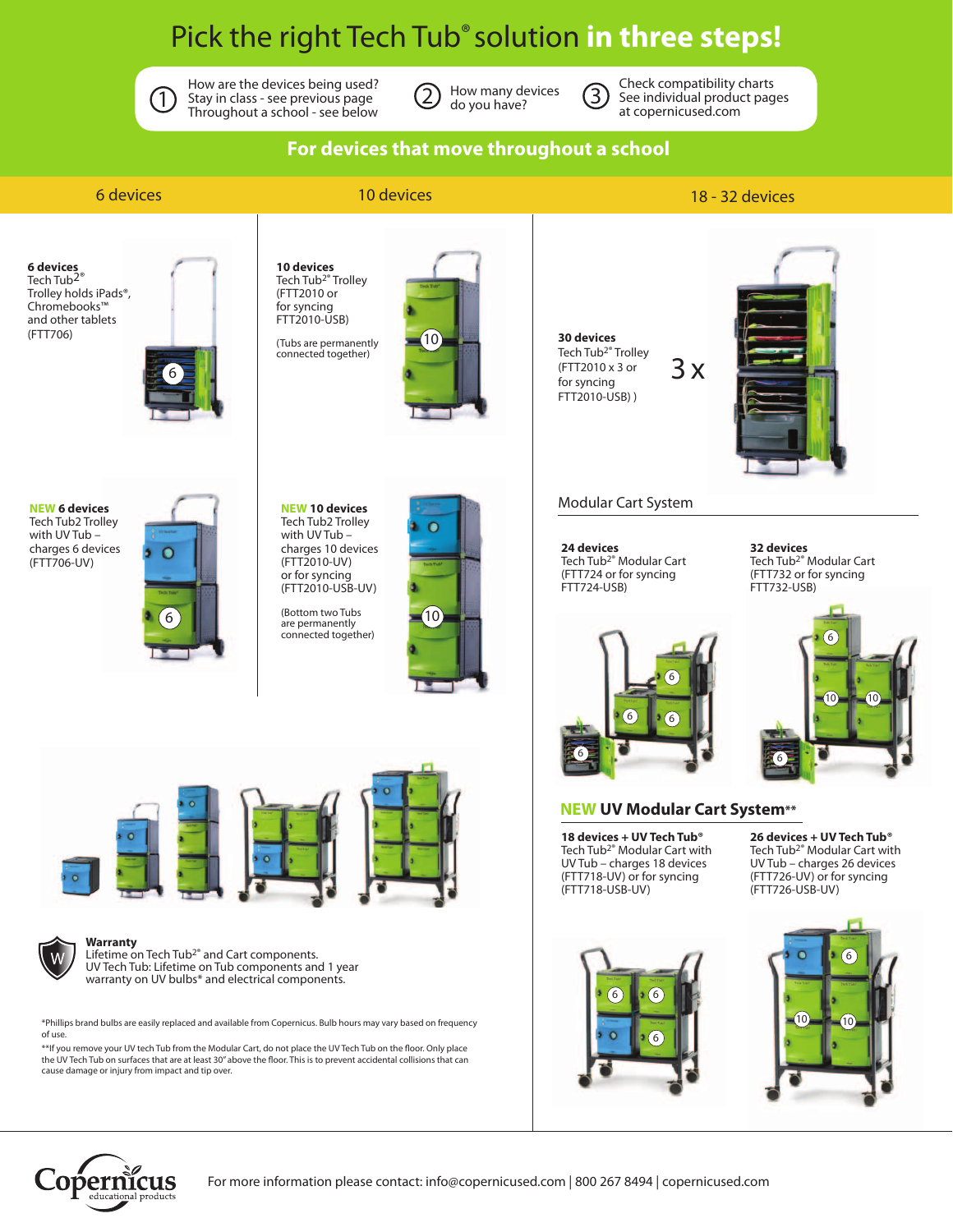# Pick the right Tech Tub® solution **in three steps!**

1. How are the devices being used? Stay in class - see previous page. Throughout a school - see below
2. How many devices do you have?
3. Check compatibility charts. See individual product pages at copernicused.com

## For devices that move throughout a school

### 6 devices

**6 devices**
Tech Tub2®
Trolley holds iPads®, Chromebooks™ and other tablets
(FTT706)

**NEW 6 devices**
Tech Tub2 Trolley with UV Tub – charges 6 devices
(FTT706-UV)

### 10 devices

**10 devices**
Tech Tub2® Trolley
(FTT2010 or for syncing FTT2010-USB)

(Tubs are permanently connected together)

**NEW 10 devices**
Tech Tub2 Trolley with UV Tub – charges 10 devices
(FTT2010-UV)
or for syncing
(FTT2010-USB-UV)

(Bottom two Tubs are permanently connected together)

### 18 - 32 devices

**30 devices**
Tech Tub2® Trolley
(FTT2010 x 3 or for syncing FTT2010-USB) )

3 x

#### Modular Cart System

**24 devices**
Tech Tub2® Modular Cart
(FTT724 or for syncing FTT724-USB)

**32 devices**
Tech Tub2® Modular Cart
(FTT732 or for syncing FTT732-USB)

#### NEW UV Modular Cart System**

**18 devices + UV Tech Tub®**
Tech Tub2® Modular Cart with UV Tub – charges 18 devices
(FTT718-UV) or for syncing
(FTT718-USB-UV)

**26 devices + UV Tech Tub®**
Tech Tub2® Modular Cart with UV Tub – charges 26 devices
(FTT726-UV) or for syncing
(FTT726-USB-UV)

**Warranty**
Lifetime on Tech Tub2® and Cart components.
UV Tech Tub: Lifetime on Tub components and 1 year warranty on UV bulbs* and electrical components.

*Phillips brand bulbs are easily replaced and available from Copernicus. Bulb hours may vary based on frequency of use.

**If you remove your UV tech Tub from the Modular Cart, do not place the UV Tech Tub on the floor. Only place the UV Tech Tub on surfaces that are at least 30" above the floor. This is to prevent accidental collisions that can cause damage or injury from impact and tip over.

Copernicus educational products

For more information please contact: info@copernicused.com | 800 267 8494 | copernicused.com